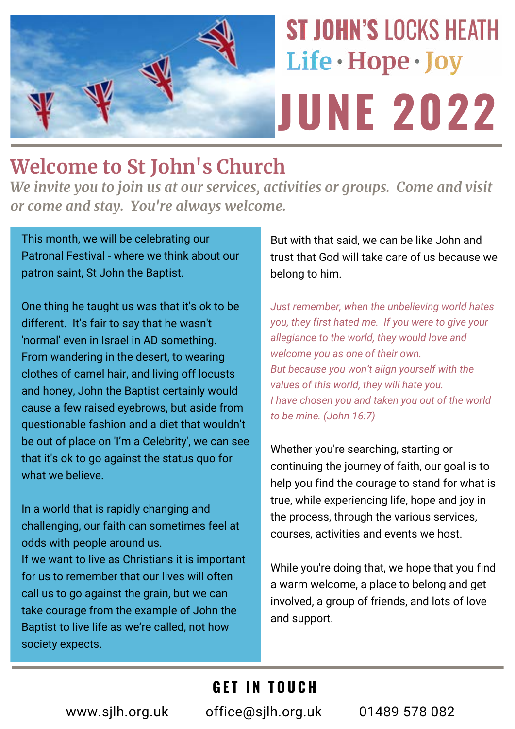# ST JOHN'S LOCKS HEATH

**Life · Hope · Joy**

# JUNE 2022

## Welcome to St John's Church

*We invite you to join us at our services, activities or groups. Come and visit or come and stay. You're always welcome.*

This month, we will be celebrating our Patronal Festival - where we think about our patron saint, St John the Baptist.

One thing he taught us was that it's ok to be different. It's fair to say that he wasn't 'normal' even in Israel in AD something. From wandering in the desert, to wearing clothes of camel hair, and living off locusts and honey, John the Baptist certainly would cause a few raised eyebrows, but aside from questionable fashion and a diet that wouldn't be out of place on 'I'm a Celebrity', we can see that it's ok to go against the status quo for what we believe.

In a world that is rapidly changing and challenging, our faith can sometimes feel at odds with people around us.
If we want to live as Christians it is important for us to remember that our lives will often call us to go against the grain, but we can take courage from the example of John the Baptist to live life as we're called, not how society expects.

But with that said, we can be like John and trust that God will take care of us because we belong to him.

*Just remember, when the unbelieving world hates you, they first hated me. If you were to give your allegiance to the world, they would love and welcome you as one of their own.*
*But because you won't align yourself with the values of this world, they will hate you.*
*I have chosen you and taken you out of the world to be mine. (John 16:7)*

Whether you're searching, starting or continuing the journey of faith, our goal is to help you find the courage to stand for what is true, while experiencing life, hope and joy in the process, through the various services, courses, activities and events we host.

While you're doing that, we hope that you find a warm welcome, a place to belong and get involved, a group of friends, and lots of love and support.

## GET IN TOUCH

www.sjlh.org.uk     office@sjlh.org.uk     01489 578 082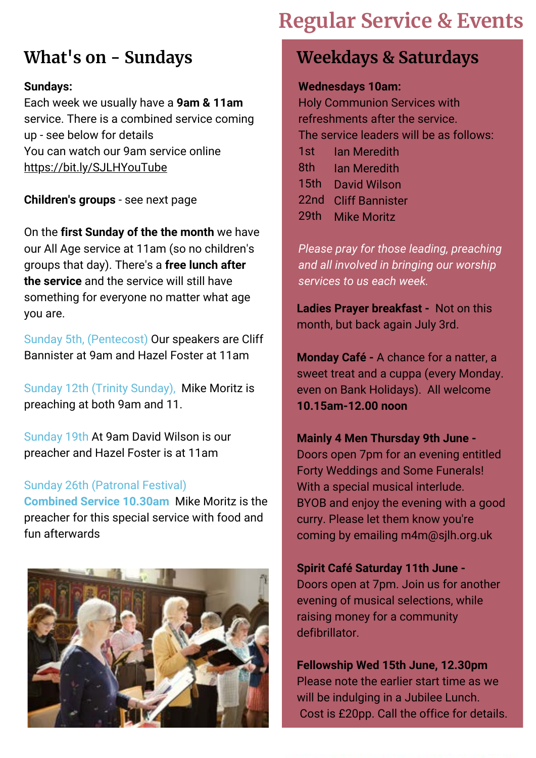# Regular Service & Events

## What's on - Sundays

**Sundays:**
Each week we usually have a **9am & 11am** service. There is a combined service coming up - see below for details
You can watch our 9am service online
https://bit.ly/SJLHYouTube

**Children's groups** - see next page

On the **first Sunday of the the month** we have our All Age service at 11am (so no children's groups that day). There's a **free lunch after the service** and the service will still have something for everyone no matter what age you are.

Sunday 5th, (Pentecost) Our speakers are Cliff Bannister at 9am and Hazel Foster at 11am

Sunday 12th (Trinity Sunday), Mike Moritz is preaching at both 9am and 11.

Sunday 19th At 9am David Wilson is our preacher and Hazel Foster is at 11am

Sunday 26th (Patronal Festival)
**Combined Service 10.30am** Mike Moritz is the preacher for this special service with food and fun afterwards

## Weekdays & Saturdays

**Wednesdays 10am:**
Holy Communion Services with refreshments after the service.
The service leaders will be as follows:

| | |
|---|---|
| 1st | Ian Meredith |
| 8th | Ian Meredith |
| 15th | David Wilson |
| 22nd | Cliff Bannister |
| 29th | Mike Moritz |

*Please pray for those leading, preaching and all involved in bringing our worship services to us each week.*

**Ladies Prayer breakfast -** Not on this month, but back again July 3rd.

**Monday Café -** A chance for a natter, a sweet treat and a cuppa (every Monday. even on Bank Holidays). All welcome **10.15am-12.00 noon**

**Mainly 4 Men Thursday 9th June -**
Doors open 7pm for an evening entitled Forty Weddings and Some Funerals! With a special musical interlude. BYOB and enjoy the evening with a good curry. Please let them know you're coming by emailing m4m@sjlh.org.uk

**Spirit Café Saturday 11th June -**
Doors open at 7pm. Join us for another evening of musical selections, while raising money for a community defibrillator.

**Fellowship Wed 15th June, 12.30pm**
Please note the earlier start time as we will be indulging in a Jubilee Lunch. Cost is £20pp. Call the office for details.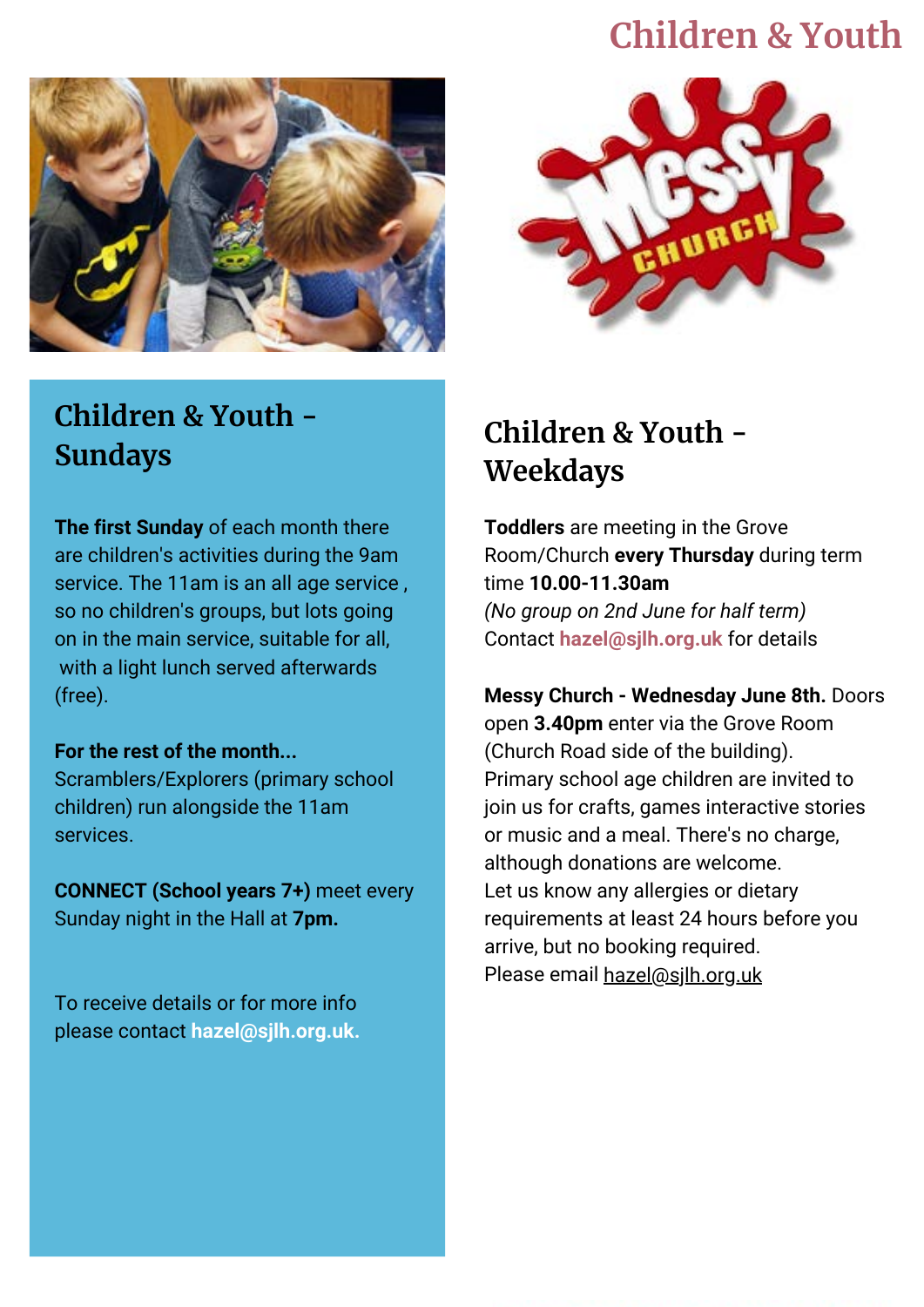# Children & Youth

## Children & Youth - Sundays

**The first Sunday** of each month there are children's activities during the 9am service. The 11am is an all age service , so no children's groups, but lots going on in the main service, suitable for all, with a light lunch served afterwards (free).

**For the rest of the month...**
Scramblers/Explorers (primary school children) run alongside the 11am services.

**CONNECT (School years 7+)** meet every Sunday night in the Hall at **7pm.**

To receive details or for more info please contact **hazel@sjlh.org.uk.**

## Children & Youth - Weekdays

**Toddlers** are meeting in the Grove Room/Church **every Thursday** during term time **10.00-11.30am**
*(No group on 2nd June for half term)*
Contact **hazel@sjlh.org.uk** for details

**Messy Church - Wednesday June 8th.** Doors open **3.40pm** enter via the Grove Room (Church Road side of the building).
Primary school age children are invited to join us for crafts, games interactive stories or music and a meal. There's no charge, although donations are welcome.
Let us know any allergies or dietary requirements at least 24 hours before you arrive, but no booking required.
Please email hazel@sjlh.org.uk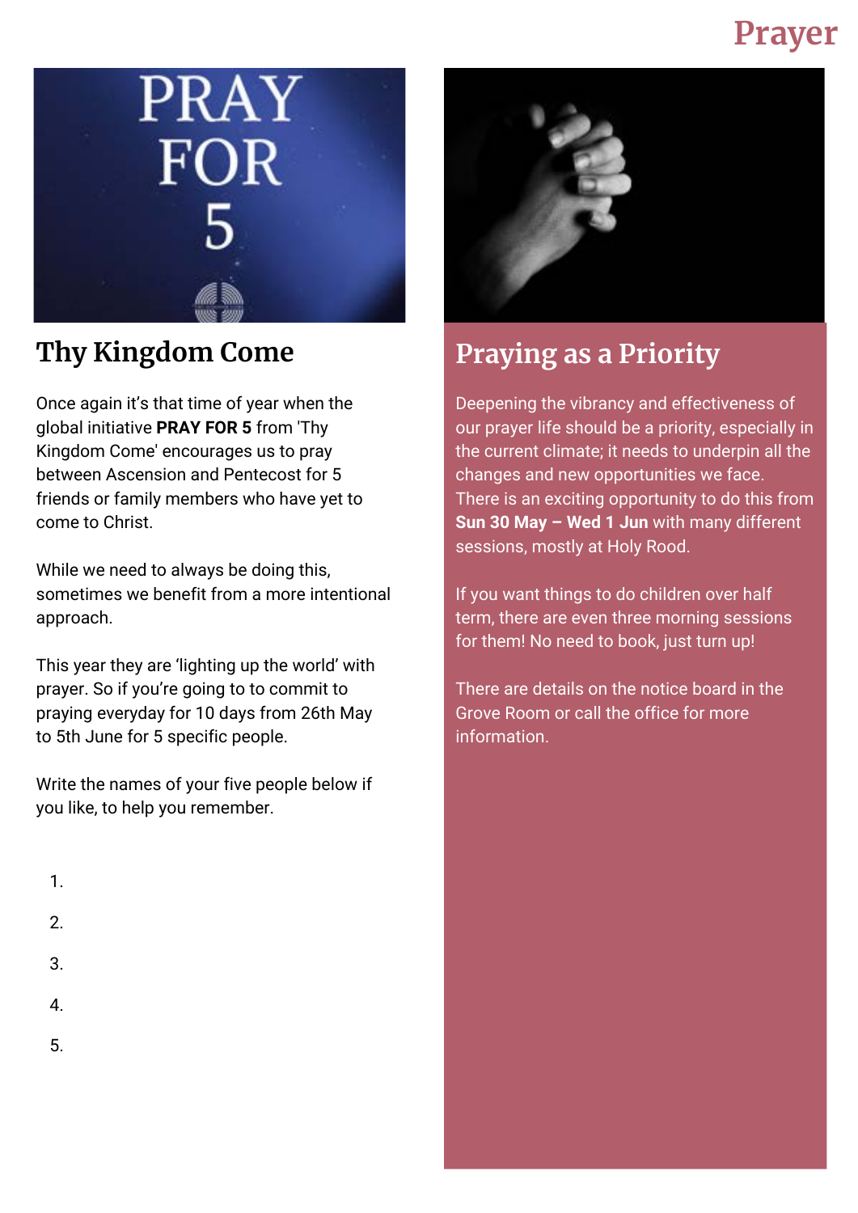# Prayer

## Thy Kingdom Come

Once again it's that time of year when the global initiative **PRAY FOR 5** from 'Thy Kingdom Come' encourages us to pray between Ascension and Pentecost for 5 friends or family members who have yet to come to Christ.

While we need to always be doing this, sometimes we benefit from a more intentional approach.

This year they are 'lighting up the world' with prayer. So if you're going to to commit to praying everyday for 10 days from 26th May to 5th June for 5 specific people.

Write the names of your five people below if you like, to help you remember.

1.
2.
3.
4.
5.

## Praying as a Priority

Deepening the vibrancy and effectiveness of our prayer life should be a priority, especially in the current climate; it needs to underpin all the changes and new opportunities we face. There is an exciting opportunity to do this from **Sun 30 May – Wed 1 Jun** with many different sessions, mostly at Holy Rood.

If you want things to do children over half term, there are even three morning sessions for them! No need to book, just turn up!

There are details on the notice board in the Grove Room or call the office for more information.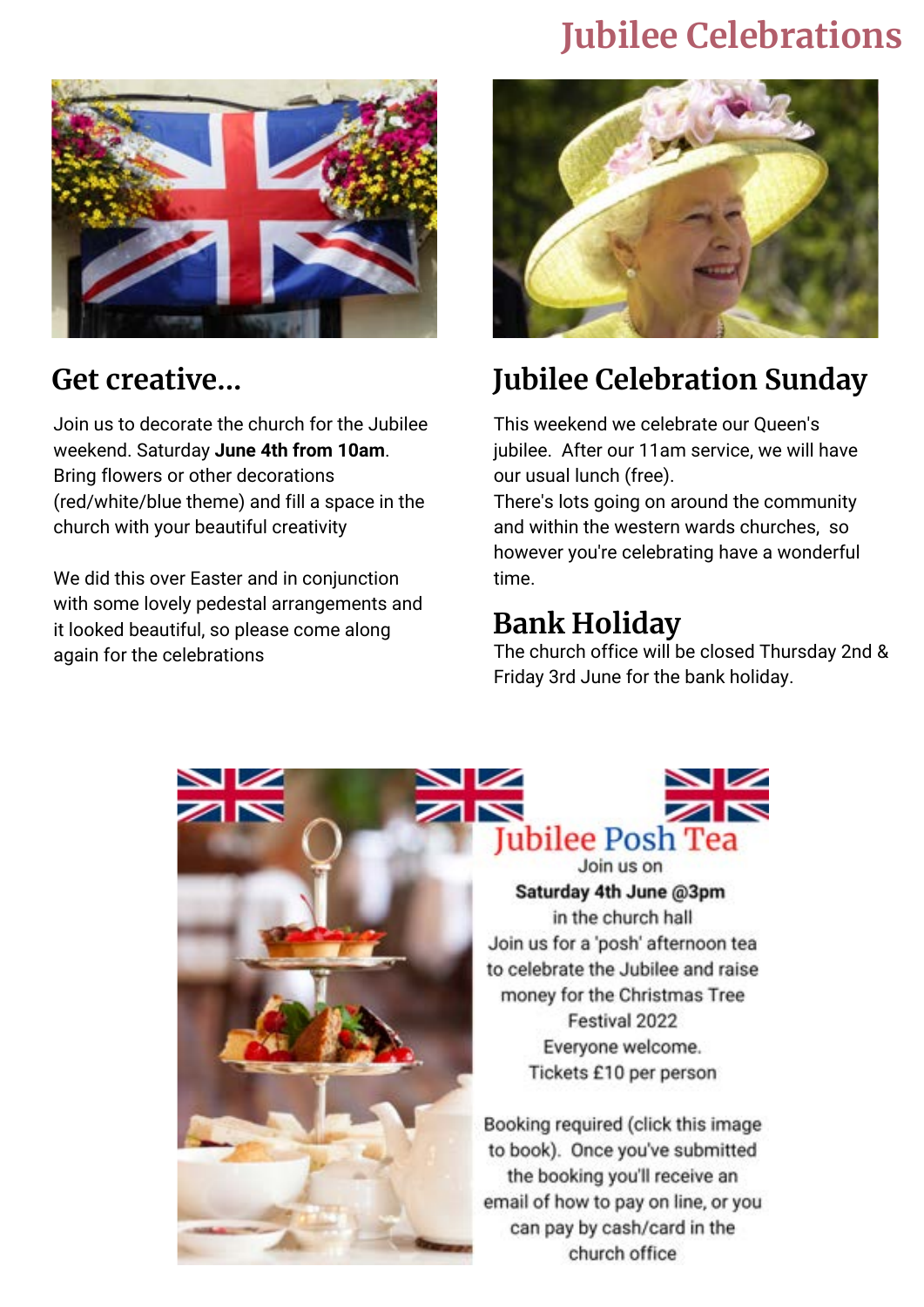# Jubilee Celebrations

## Get creative...

Join us to decorate the church for the Jubilee weekend. Saturday **June 4th from 10am**. Bring flowers or other decorations (red/white/blue theme) and fill a space in the church with your beautiful creativity

We did this over Easter and in conjunction with some lovely pedestal arrangements and it looked beautiful, so please come along again for the celebrations

## Jubilee Celebration Sunday

This weekend we celebrate our Queen's jubilee. After our 11am service, we will have our usual lunch (free).
There's lots going on around the community and within the western wards churches, so however you're celebrating have a wonderful time.

## Bank Holiday

The church office will be closed Thursday 2nd & Friday 3rd June for the bank holiday.

## Jubilee Posh Tea

Join us on
**Saturday 4th June @3pm**
in the church hall
Join us for a 'posh' afternoon tea to celebrate the Jubilee and raise money for the Christmas Tree Festival 2022
Everyone welcome.
Tickets £10 per person

Booking required (click this image to book). Once you've submitted the booking you'll receive an email of how to pay on line, or you can pay by cash/card in the church office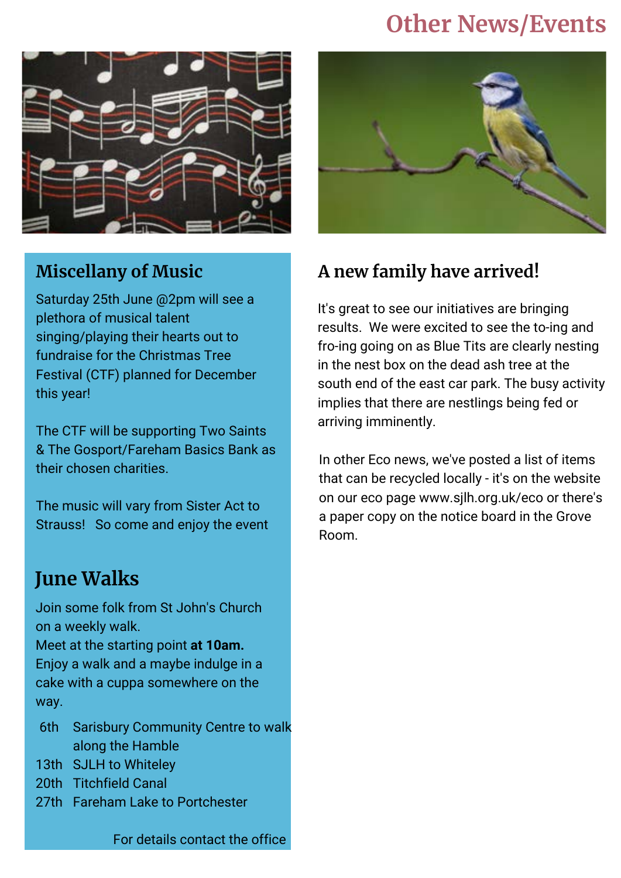# Other News/Events

## Miscellany of Music

Saturday 25th June @2pm will see a plethora of musical talent singing/playing their hearts out to fundraise for the Christmas Tree Festival (CTF) planned for December this year!

The CTF will be supporting Two Saints & The Gosport/Fareham Basics Bank as their chosen charities.

The music will vary from Sister Act to Strauss! So come and enjoy the event

## June Walks

Join some folk from St John's Church on a weekly walk.
Meet at the starting point **at 10am.**
Enjoy a walk and a maybe indulge in a cake with a cuppa somewhere on the way.

| | |
|---|---|
| 6th | Sarisbury Community Centre to walk along the Hamble |
| 13th | SJLH to Whiteley |
| 20th | Titchfield Canal |
| 27th | Fareham Lake to Portchester |

For details contact the office

## A new family have arrived!

It's great to see our initiatives are bringing results. We were excited to see the to-ing and fro-ing going on as Blue Tits are clearly nesting in the nest box on the dead ash tree at the south end of the east car park. The busy activity implies that there are nestlings being fed or arriving imminently.

In other Eco news, we've posted a list of items that can be recycled locally - it's on the website on our eco page www.sjlh.org.uk/eco or there's a paper copy on the notice board in the Grove Room.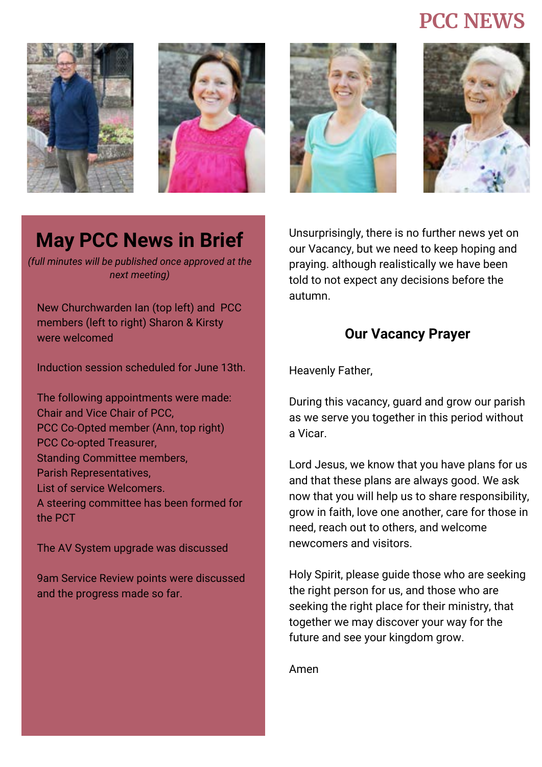# PCC NEWS

## May PCC News in Brief

*(full minutes will be published once approved at the next meeting)*

New Churchwarden Ian (top left) and PCC members (left to right) Sharon & Kirsty were welcomed

Induction session scheduled for June 13th.

The following appointments were made:
Chair and Vice Chair of PCC,
PCC Co-Opted member (Ann, top right)
PCC Co-opted Treasurer,
Standing Committee members,
Parish Representatives,
List of service Welcomers.
A steering committee has been formed for the PCT

The AV System upgrade was discussed

9am Service Review points were discussed and the progress made so far.

Unsurprisingly, there is no further news yet on our Vacancy, but we need to keep hoping and praying. although realistically we have been told to not expect any decisions before the autumn.

### Our Vacancy Prayer

Heavenly Father,

During this vacancy, guard and grow our parish as we serve you together in this period without a Vicar.

Lord Jesus, we know that you have plans for us and that these plans are always good. We ask now that you will help us to share responsibility, grow in faith, love one another, care for those in need, reach out to others, and welcome newcomers and visitors.

Holy Spirit, please guide those who are seeking the right person for us, and those who are seeking the right place for their ministry, that together we may discover your way for the future and see your kingdom grow.

Amen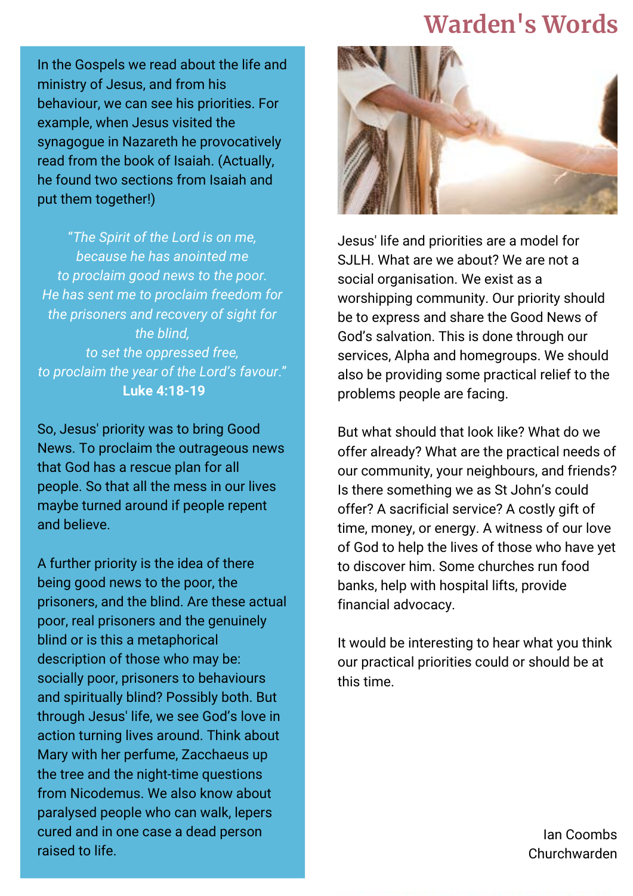# Warden's Words

In the Gospels we read about the life and ministry of Jesus, and from his behaviour, we can see his priorities. For example, when Jesus visited the synagogue in Nazareth he provocatively read from the book of Isaiah. (Actually, he found two sections from Isaiah and put them together!)

*"The Spirit of the Lord is on me,*
*because he has anointed me*
*to proclaim good news to the poor.*
*He has sent me to proclaim freedom for the prisoners and recovery of sight for the blind,*
*to set the oppressed free,*
*to proclaim the year of the Lord's favour."*
**Luke 4:18-19**

So, Jesus' priority was to bring Good News. To proclaim the outrageous news that God has a rescue plan for all people. So that all the mess in our lives maybe turned around if people repent and believe.

A further priority is the idea of there being good news to the poor, the prisoners, and the blind. Are these actual poor, real prisoners and the genuinely blind or is this a metaphorical description of those who may be: socially poor, prisoners to behaviours and spiritually blind? Possibly both. But through Jesus' life, we see God's love in action turning lives around. Think about Mary with her perfume, Zacchaeus up the tree and the night-time questions from Nicodemus. We also know about paralysed people who can walk, lepers cured and in one case a dead person raised to life.

Jesus' life and priorities are a model for SJLH. What are we about? We are not a social organisation. We exist as a worshipping community. Our priority should be to express and share the Good News of God's salvation. This is done through our services, Alpha and homegroups. We should also be providing some practical relief to the problems people are facing.

But what should that look like? What do we offer already? What are the practical needs of our community, your neighbours, and friends? Is there something we as St John's could offer? A sacrificial service? A costly gift of time, money, or energy. A witness of our love of God to help the lives of those who have yet to discover him. Some churches run food banks, help with hospital lifts, provide financial advocacy.

It would be interesting to hear what you think our practical priorities could or should be at this time.

Ian Coombs
Churchwarden